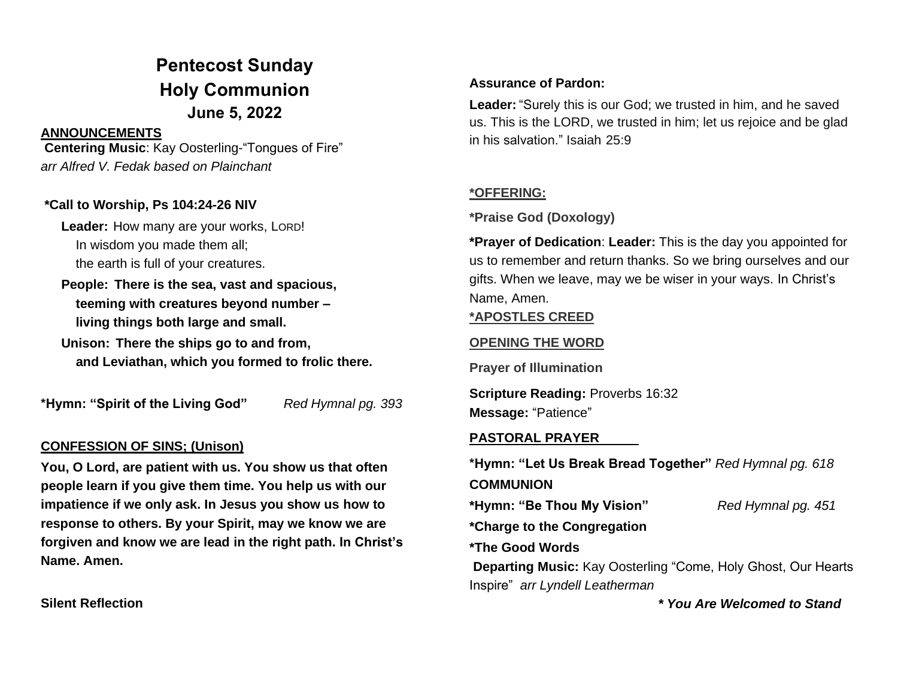# Pentecost Sunday
# Holy Communion
## June 5, 2022

**ANNOUNCEMENTS**

**Centering Music**: Kay Oosterling-"Tongues of Fire" *arr Alfred V. Fedak based on Plainchant*

**\*Call to Worship, Ps 104:24-26 NIV**

**Leader:** How many are your works, LORD!
In wisdom you made them all;
the earth is full of your creatures.

**People: There is the sea, vast and spacious,**
**teeming with creatures beyond number –**
**living things both large and small.**

**Unison: There the ships go to and from,**
**and Leviathan, which you formed to frolic there.**

**\*Hymn: "Spirit of the Living God"** *Red Hymnal pg. 393*

**CONFESSION OF SINS; (Unison)**

**You, O Lord, are patient with us. You show us that often people learn if you give them time. You help us with our impatience if we only ask. In Jesus you show us how to response to others. By your Spirit, may we know we are forgiven and know we are lead in the right path. In Christ's Name. Amen.**

**Silent Reflection**

**Assurance of Pardon:**

**Leader:** "Surely this is our God; we trusted in him, and he saved us. This is the LORD, we trusted in him; let us rejoice and be glad in his salvation." Isaiah 25:9

**\*OFFERING:**

**\*Praise God (Doxology)**

**\*Prayer of Dedication**: **Leader:** This is the day you appointed for us to remember and return thanks. So we bring ourselves and our gifts. When we leave, may we be wiser in your ways. In Christ's Name, Amen.

**\*APOSTLES CREED**

**OPENING THE WORD**

**Prayer of Illumination**

**Scripture Reading:** Proverbs 16:32
**Message:** "Patience"

**PASTORAL PRAYER**

**\*Hymn: "Let Us Break Bread Together"** *Red Hymnal pg. 618*

**COMMUNION**

**\*Hymn: "Be Thou My Vision"** *Red Hymnal pg. 451*

**\*Charge to the Congregation**

**\*The Good Words**

**Departing Music:** Kay Oosterling "Come, Holy Ghost, Our Hearts Inspire" *arr Lyndell Leatherman*

***\* You Are Welcomed to Stand***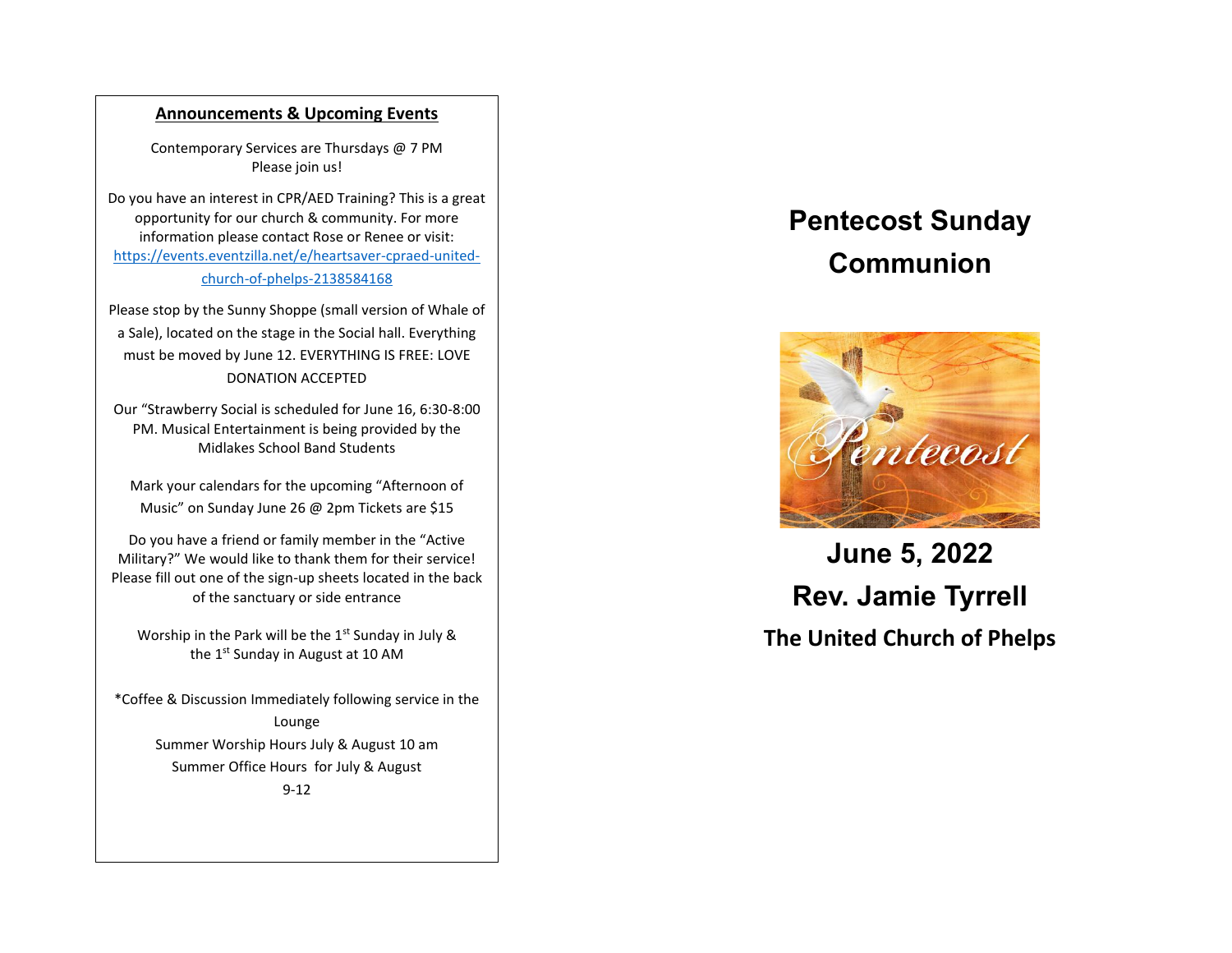## Announcements & Upcoming Events

Contemporary Services are Thursdays @ 7 PM
Please join us!

Do you have an interest in CPR/AED Training? This is a great opportunity for our church & community. For more information please contact Rose or Renee or visit: https://events.eventzilla.net/e/heartsaver-cpraed-united-church-of-phelps-2138584168

Please stop by the Sunny Shoppe (small version of Whale of a Sale), located on the stage in the Social hall. Everything must be moved by June 12. EVERYTHING IS FREE: LOVE DONATION ACCEPTED

Our "Strawberry Social is scheduled for June 16, 6:30-8:00 PM. Musical Entertainment is being provided by the Midlakes School Band Students

Mark your calendars for the upcoming "Afternoon of Music" on Sunday June 26 @ 2pm Tickets are $15

Do you have a friend or family member in the "Active Military?" We would like to thank them for their service! Please fill out one of the sign-up sheets located in the back of the sanctuary or side entrance

Worship in the Park will be the 1st Sunday in July & the 1st Sunday in August at 10 AM

*Coffee & Discussion Immediately following service in the Lounge
Summer Worship Hours July & August 10 am
Summer Office Hours for July & August
9-12

# Pentecost Sunday Communion

Pentecost

## June 5, 2022

## Rev. Jamie Tyrrell

### The United Church of Phelps